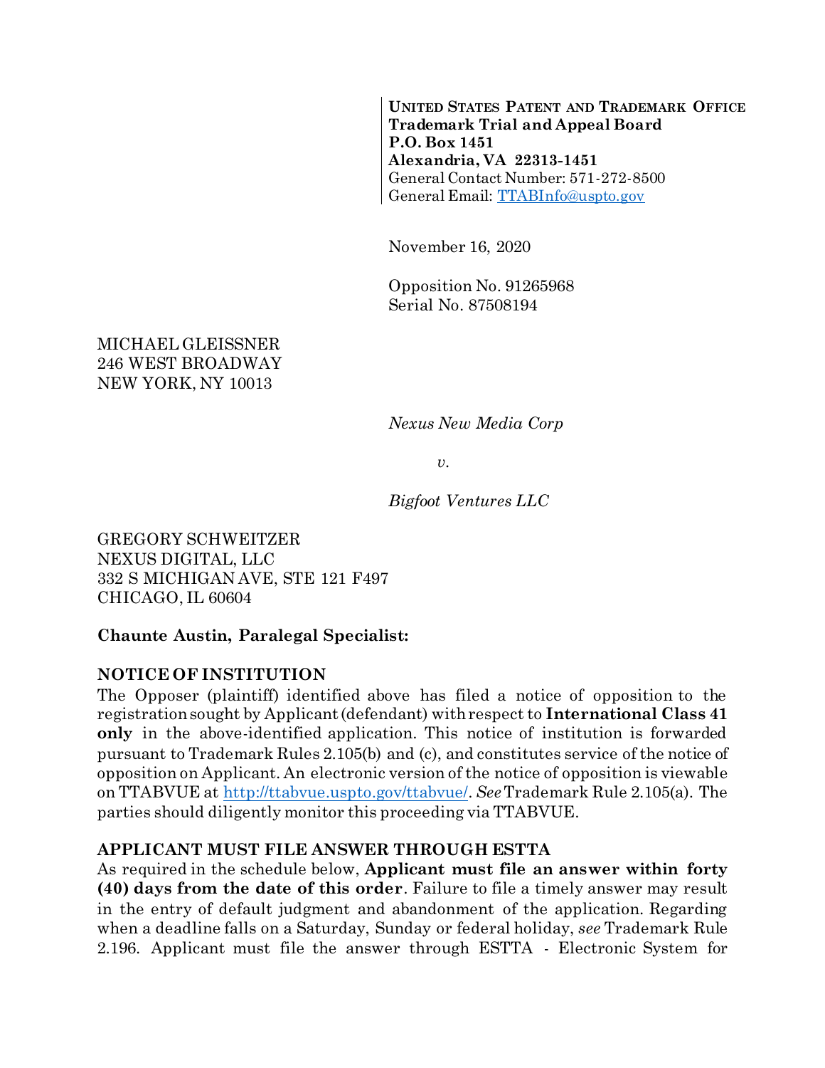**UNITED STATES PATENT AND TRADEMARK OFFICE**
**Trademark Trial and Appeal Board**
**P.O. Box 1451**
**Alexandria, VA 22313-1451**
General Contact Number: 571-272-8500
General Email: [TTABInfo@uspto.gov](mailto:TTABInfo@uspto.gov)

November 16, 2020

Opposition No. 91265968
Serial No. 87508194

MICHAEL GLEISSNER
246 WEST BROADWAY
NEW YORK, NY 10013

*Nexus New Media Corp*

*v.*

*Bigfoot Ventures LLC*

GREGORY SCHWEITZER
NEXUS DIGITAL, LLC
332 S MICHIGAN AVE, STE 121 F497
CHICAGO, IL 60604

**Chaunte Austin, Paralegal Specialist:**

**NOTICE OF INSTITUTION**

The Opposer (plaintiff) identified above has filed a notice of opposition to the registration sought by Applicant (defendant) with respect to **International Class 41 only** in the above-identified application. This notice of institution is forwarded pursuant to Trademark Rules 2.105(b) and (c), and constitutes service of the notice of opposition on Applicant. An electronic version of the notice of opposition is viewable on TTABVUE at [http://ttabvue.uspto.gov/ttabvue/](http://ttabvue.uspto.gov/ttabvue/). *See* Trademark Rule 2.105(a). The parties should diligently monitor this proceeding via TTABVUE.

**APPLICANT MUST FILE ANSWER THROUGH ESTTA**

As required in the schedule below, **Applicant must file an answer within forty (40) days from the date of this order**. Failure to file a timely answer may result in the entry of default judgment and abandonment of the application. Regarding when a deadline falls on a Saturday, Sunday or federal holiday, *see* Trademark Rule 2.196. Applicant must file the answer through ESTTA - Electronic System for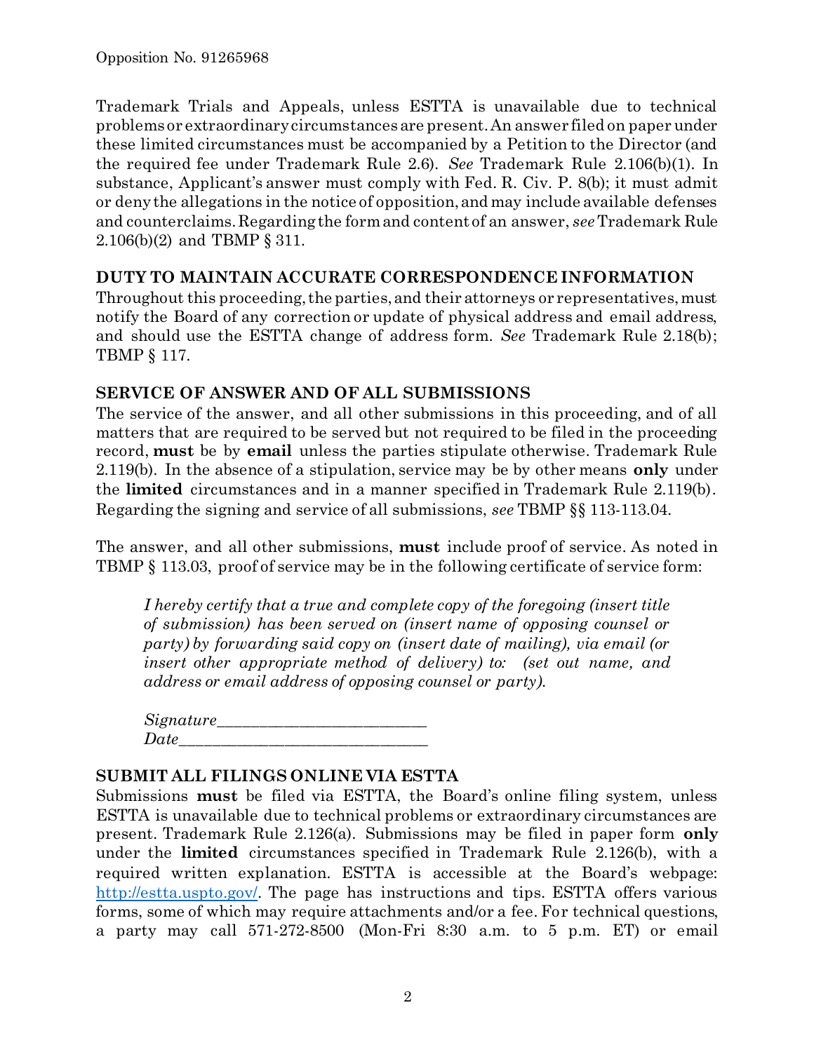Trademark Trials and Appeals, unless ESTTA is unavailable due to technical problems or extraordinary circumstances are present. An answer filed on paper under these limited circumstances must be accompanied by a Petition to the Director (and the required fee under Trademark Rule 2.6). *See* Trademark Rule 2.106(b)(1). In substance, Applicant's answer must comply with Fed. R. Civ. P. 8(b); it must admit or deny the allegations in the notice of opposition, and may include available defenses and counterclaims. Regarding the form and content of an answer, *see* Trademark Rule 2.106(b)(2) and TBMP § 311.

## DUTY TO MAINTAIN ACCURATE CORRESPONDENCE INFORMATION

Throughout this proceeding, the parties, and their attorneys or representatives, must notify the Board of any correction or update of physical address and email address, and should use the ESTTA change of address form. *See* Trademark Rule 2.18(b); TBMP § 117.

## SERVICE OF ANSWER AND OF ALL SUBMISSIONS

The service of the answer, and all other submissions in this proceeding, and of all matters that are required to be served but not required to be filed in the proceeding record, **must** be by **email** unless the parties stipulate otherwise. Trademark Rule 2.119(b). In the absence of a stipulation, service may be by other means **only** under the **limited** circumstances and in a manner specified in Trademark Rule 2.119(b). Regarding the signing and service of all submissions, *see* TBMP §§ 113-113.04.

The answer, and all other submissions, **must** include proof of service. As noted in TBMP § 113.03, proof of service may be in the following certificate of service form:

> *I hereby certify that a true and complete copy of the foregoing (insert title of submission) has been served on (insert name of opposing counsel or party) by forwarding said copy on (insert date of mailing), via email (or insert other appropriate method of delivery) to: (set out name, and address or email address of opposing counsel or party).*
>
> *Signature*\_\_\_\_\_\_\_\_\_\_\_\_\_\_\_\_\_\_\_\_\_\_\_\_\_\_
> *Date*\_\_\_\_\_\_\_\_\_\_\_\_\_\_\_\_\_\_\_\_\_\_\_\_\_\_\_\_\_\_\_\_

## SUBMIT ALL FILINGS ONLINE VIA ESTTA

Submissions **must** be filed via ESTTA, the Board's online filing system, unless ESTTA is unavailable due to technical problems or extraordinary circumstances are present. Trademark Rule 2.126(a). Submissions may be filed in paper form **only** under the **limited** circumstances specified in Trademark Rule 2.126(b), with a required written explanation. ESTTA is accessible at the Board's webpage: http://estta.uspto.gov/. The page has instructions and tips. ESTTA offers various forms, some of which may require attachments and/or a fee. For technical questions, a party may call 571-272-8500 (Mon-Fri 8:30 a.m. to 5 p.m. ET) or email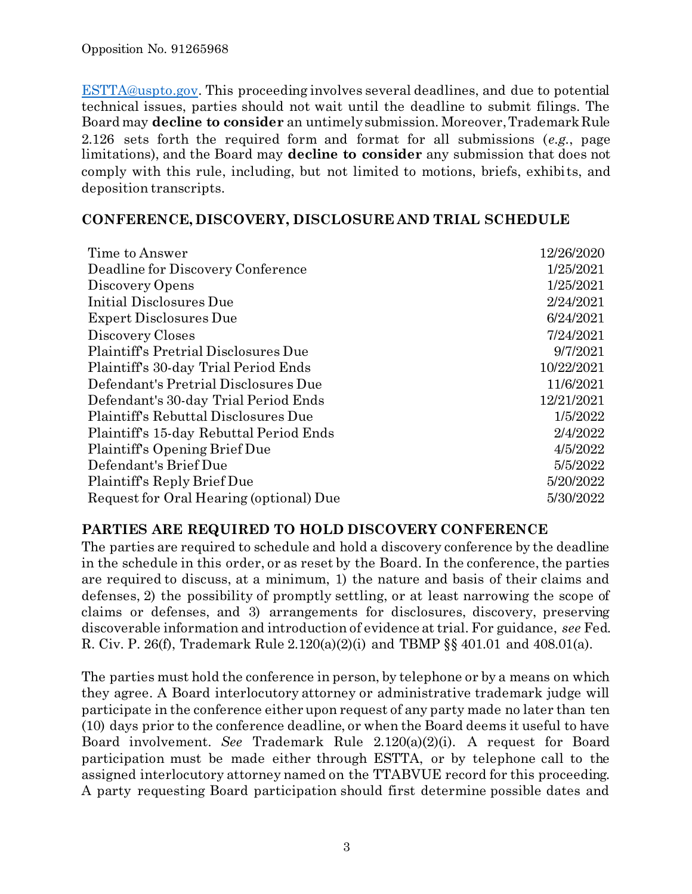ESTTA@uspto.gov. This proceeding involves several deadlines, and due to potential technical issues, parties should not wait until the deadline to submit filings. The Board may **decline to consider** an untimely submission. Moreover, Trademark Rule 2.126 sets forth the required form and format for all submissions (*e.g.*, page limitations), and the Board may **decline to consider** any submission that does not comply with this rule, including, but not limited to motions, briefs, exhibits, and deposition transcripts.

## CONFERENCE, DISCOVERY, DISCLOSURE AND TRIAL SCHEDULE

| | |
|---|---|
| Time to Answer | 12/26/2020 |
| Deadline for Discovery Conference | 1/25/2021 |
| Discovery Opens | 1/25/2021 |
| Initial Disclosures Due | 2/24/2021 |
| Expert Disclosures Due | 6/24/2021 |
| Discovery Closes | 7/24/2021 |
| Plaintiff's Pretrial Disclosures Due | 9/7/2021 |
| Plaintiff's 30-day Trial Period Ends | 10/22/2021 |
| Defendant's Pretrial Disclosures Due | 11/6/2021 |
| Defendant's 30-day Trial Period Ends | 12/21/2021 |
| Plaintiff's Rebuttal Disclosures Due | 1/5/2022 |
| Plaintiff's 15-day Rebuttal Period Ends | 2/4/2022 |
| Plaintiff's Opening Brief Due | 4/5/2022 |
| Defendant's Brief Due | 5/5/2022 |
| Plaintiff's Reply Brief Due | 5/20/2022 |
| Request for Oral Hearing (optional) Due | 5/30/2022 |

## PARTIES ARE REQUIRED TO HOLD DISCOVERY CONFERENCE

The parties are required to schedule and hold a discovery conference by the deadline in the schedule in this order, or as reset by the Board. In the conference, the parties are required to discuss, at a minimum, 1) the nature and basis of their claims and defenses, 2) the possibility of promptly settling, or at least narrowing the scope of claims or defenses, and 3) arrangements for disclosures, discovery, preserving discoverable information and introduction of evidence at trial. For guidance, *see* Fed. R. Civ. P. 26(f), Trademark Rule 2.120(a)(2)(i) and TBMP §§ 401.01 and 408.01(a).

The parties must hold the conference in person, by telephone or by a means on which they agree. A Board interlocutory attorney or administrative trademark judge will participate in the conference either upon request of any party made no later than ten (10) days prior to the conference deadline, or when the Board deems it useful to have Board involvement. *See* Trademark Rule 2.120(a)(2)(i). A request for Board participation must be made either through ESTTA, or by telephone call to the assigned interlocutory attorney named on the TTABVUE record for this proceeding. A party requesting Board participation should first determine possible dates and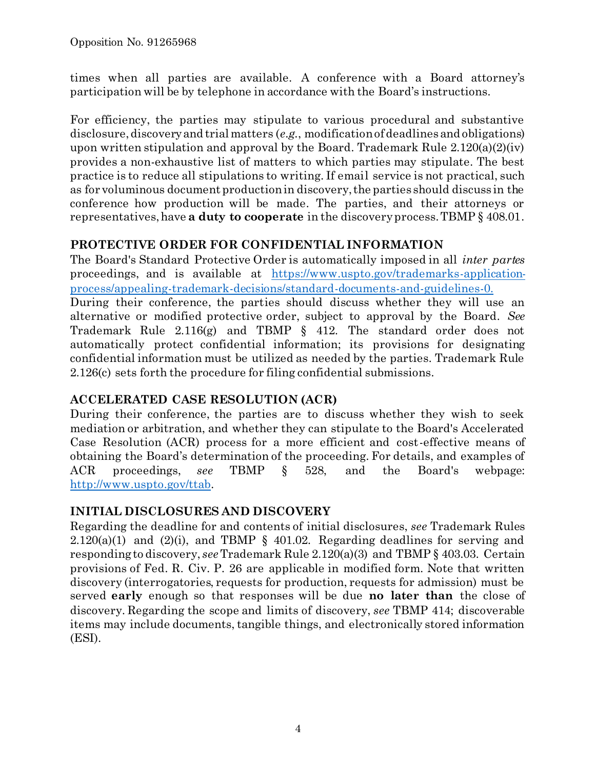times when all parties are available. A conference with a Board attorney's participation will be by telephone in accordance with the Board's instructions.

For efficiency, the parties may stipulate to various procedural and substantive disclosure, discovery and trial matters (*e.g.*, modification of deadlines and obligations) upon written stipulation and approval by the Board. Trademark Rule 2.120(a)(2)(iv) provides a non-exhaustive list of matters to which parties may stipulate. The best practice is to reduce all stipulations to writing. If email service is not practical, such as for voluminous document production in discovery, the parties should discuss in the conference how production will be made. The parties, and their attorneys or representatives, have **a duty to cooperate** in the discovery process. TBMP § 408.01.

## PROTECTIVE ORDER FOR CONFIDENTIAL INFORMATION

The Board's Standard Protective Order is automatically imposed in all *inter partes* proceedings, and is available at [https://www.uspto.gov/trademarks-application-process/appealing-trademark-decisions/standard-documents-and-guidelines-0.](https://www.uspto.gov/trademarks-application-process/appealing-trademark-decisions/standard-documents-and-guidelines-0)
During their conference, the parties should discuss whether they will use an alternative or modified protective order, subject to approval by the Board. *See* Trademark Rule 2.116(g) and TBMP § 412. The standard order does not automatically protect confidential information; its provisions for designating confidential information must be utilized as needed by the parties. Trademark Rule 2.126(c) sets forth the procedure for filing confidential submissions.

## ACCELERATED CASE RESOLUTION (ACR)

During their conference, the parties are to discuss whether they wish to seek mediation or arbitration, and whether they can stipulate to the Board's Accelerated Case Resolution (ACR) process for a more efficient and cost-effective means of obtaining the Board's determination of the proceeding. For details, and examples of ACR proceedings, *see* TBMP § 528, and the Board's webpage: [http://www.uspto.gov/ttab](http://www.uspto.gov/ttab).

## INITIAL DISCLOSURES AND DISCOVERY

Regarding the deadline for and contents of initial disclosures, *see* Trademark Rules 2.120(a)(1) and (2)(i), and TBMP § 401.02. Regarding deadlines for serving and responding to discovery, *see* Trademark Rule 2.120(a)(3) and TBMP § 403.03. Certain provisions of Fed. R. Civ. P. 26 are applicable in modified form. Note that written discovery (interrogatories, requests for production, requests for admission) must be served **early** enough so that responses will be due **no later than** the close of discovery. Regarding the scope and limits of discovery, *see* TBMP 414; discoverable items may include documents, tangible things, and electronically stored information (ESI).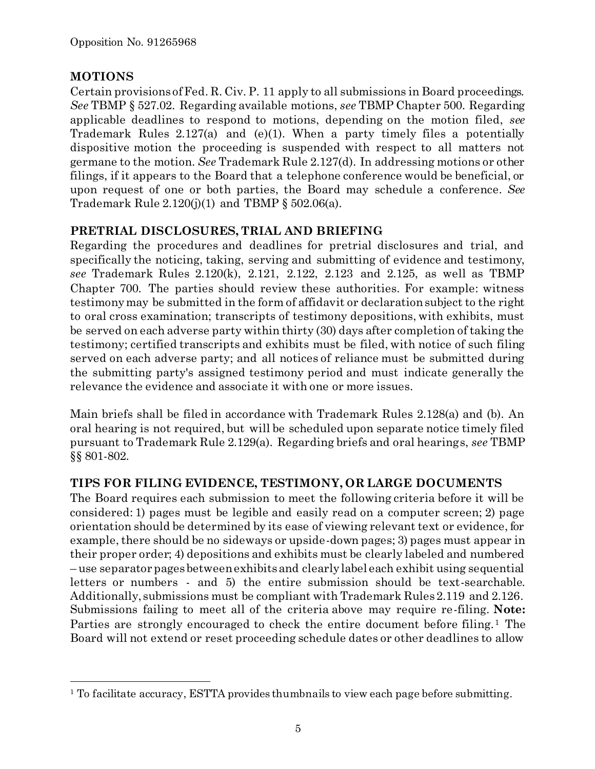## MOTIONS

Certain provisions of Fed. R. Civ. P. 11 apply to all submissions in Board proceedings. *See* TBMP § 527.02. Regarding available motions, *see* TBMP Chapter 500. Regarding applicable deadlines to respond to motions, depending on the motion filed, *see* Trademark Rules 2.127(a) and (e)(1). When a party timely files a potentially dispositive motion the proceeding is suspended with respect to all matters not germane to the motion. *See* Trademark Rule 2.127(d). In addressing motions or other filings, if it appears to the Board that a telephone conference would be beneficial, or upon request of one or both parties, the Board may schedule a conference. *See* Trademark Rule 2.120(j)(1) and TBMP § 502.06(a).

## PRETRIAL DISCLOSURES, TRIAL AND BRIEFING

Regarding the procedures and deadlines for pretrial disclosures and trial, and specifically the noticing, taking, serving and submitting of evidence and testimony, *see* Trademark Rules 2.120(k), 2.121, 2.122, 2.123 and 2.125, as well as TBMP Chapter 700. The parties should review these authorities. For example: witness testimony may be submitted in the form of affidavit or declaration subject to the right to oral cross examination; transcripts of testimony depositions, with exhibits, must be served on each adverse party within thirty (30) days after completion of taking the testimony; certified transcripts and exhibits must be filed, with notice of such filing served on each adverse party; and all notices of reliance must be submitted during the submitting party's assigned testimony period and must indicate generally the relevance the evidence and associate it with one or more issues.

Main briefs shall be filed in accordance with Trademark Rules 2.128(a) and (b). An oral hearing is not required, but will be scheduled upon separate notice timely filed pursuant to Trademark Rule 2.129(a). Regarding briefs and oral hearings, *see* TBMP §§ 801-802.

## TIPS FOR FILING EVIDENCE, TESTIMONY, OR LARGE DOCUMENTS

The Board requires each submission to meet the following criteria before it will be considered: 1) pages must be legible and easily read on a computer screen; 2) page orientation should be determined by its ease of viewing relevant text or evidence, for example, there should be no sideways or upside-down pages; 3) pages must appear in their proper order; 4) depositions and exhibits must be clearly labeled and numbered – use separator pages between exhibits and clearly label each exhibit using sequential letters or numbers - and 5) the entire submission should be text-searchable. Additionally, submissions must be compliant with Trademark Rules 2.119 and 2.126. Submissions failing to meet all of the criteria above may require re-filing. **Note:** Parties are strongly encouraged to check the entire document before filing.[1] The Board will not extend or reset proceeding schedule dates or other deadlines to allow

[1] To facilitate accuracy, ESTTA provides thumbnails to view each page before submitting.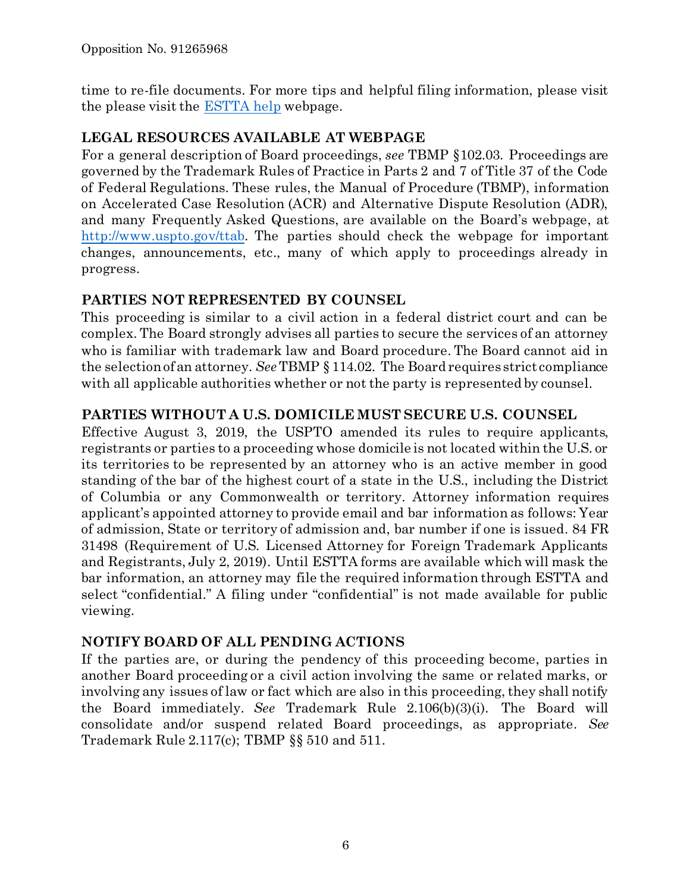time to re-file documents. For more tips and helpful filing information, please visit the please visit the [ESTTA help](#) webpage.

**LEGAL RESOURCES AVAILABLE AT WEBPAGE**

For a general description of Board proceedings, *see* TBMP §102.03. Proceedings are governed by the Trademark Rules of Practice in Parts 2 and 7 of Title 37 of the Code of Federal Regulations. These rules, the Manual of Procedure (TBMP), information on Accelerated Case Resolution (ACR) and Alternative Dispute Resolution (ADR), and many Frequently Asked Questions, are available on the Board's webpage, at http://www.uspto.gov/ttab. The parties should check the webpage for important changes, announcements, etc., many of which apply to proceedings already in progress.

**PARTIES NOT REPRESENTED BY COUNSEL**

This proceeding is similar to a civil action in a federal district court and can be complex. The Board strongly advises all parties to secure the services of an attorney who is familiar with trademark law and Board procedure. The Board cannot aid in the selection of an attorney. *See* TBMP § 114.02. The Board requires strict compliance with all applicable authorities whether or not the party is represented by counsel.

**PARTIES WITHOUT A U.S. DOMICILE MUST SECURE U.S. COUNSEL**

Effective August 3, 2019, the USPTO amended its rules to require applicants, registrants or parties to a proceeding whose domicile is not located within the U.S. or its territories to be represented by an attorney who is an active member in good standing of the bar of the highest court of a state in the U.S., including the District of Columbia or any Commonwealth or territory. Attorney information requires applicant's appointed attorney to provide email and bar information as follows: Year of admission, State or territory of admission and, bar number if one is issued. 84 FR 31498 (Requirement of U.S. Licensed Attorney for Foreign Trademark Applicants and Registrants, July 2, 2019). Until ESTTA forms are available which will mask the bar information, an attorney may file the required information through ESTTA and select "confidential." A filing under "confidential" is not made available for public viewing.

**NOTIFY BOARD OF ALL PENDING ACTIONS**

If the parties are, or during the pendency of this proceeding become, parties in another Board proceeding or a civil action involving the same or related marks, or involving any issues of law or fact which are also in this proceeding, they shall notify the Board immediately. *See* Trademark Rule 2.106(b)(3)(i). The Board will consolidate and/or suspend related Board proceedings, as appropriate. *See* Trademark Rule 2.117(c); TBMP §§ 510 and 511.